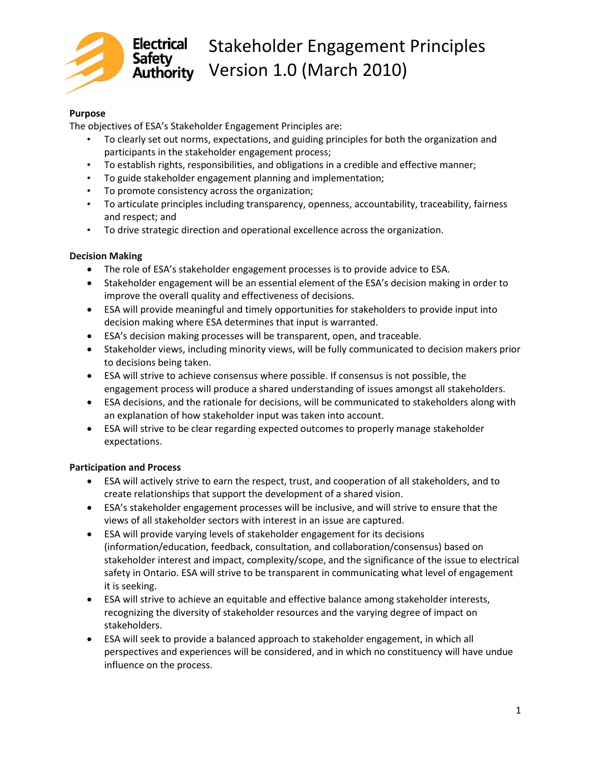# Electrical Safety Authority

# Stakeholder Engagement Principles Version 1.0 (March 2010)

**Purpose**

The objectives of ESA's Stakeholder Engagement Principles are:

- To clearly set out norms, expectations, and guiding principles for both the organization and participants in the stakeholder engagement process;
- To establish rights, responsibilities, and obligations in a credible and effective manner;
- To guide stakeholder engagement planning and implementation;
- To promote consistency across the organization;
- To articulate principles including transparency, openness, accountability, traceability, fairness and respect; and
- To drive strategic direction and operational excellence across the organization.

**Decision Making**

- The role of ESA's stakeholder engagement processes is to provide advice to ESA.
- Stakeholder engagement will be an essential element of the ESA's decision making in order to improve the overall quality and effectiveness of decisions.
- ESA will provide meaningful and timely opportunities for stakeholders to provide input into decision making where ESA determines that input is warranted.
- ESA's decision making processes will be transparent, open, and traceable.
- Stakeholder views, including minority views, will be fully communicated to decision makers prior to decisions being taken.
- ESA will strive to achieve consensus where possible. If consensus is not possible, the engagement process will produce a shared understanding of issues amongst all stakeholders.
- ESA decisions, and the rationale for decisions, will be communicated to stakeholders along with an explanation of how stakeholder input was taken into account.
- ESA will strive to be clear regarding expected outcomes to properly manage stakeholder expectations.

**Participation and Process**

- ESA will actively strive to earn the respect, trust, and cooperation of all stakeholders, and to create relationships that support the development of a shared vision.
- ESA's stakeholder engagement processes will be inclusive, and will strive to ensure that the views of all stakeholder sectors with interest in an issue are captured.
- ESA will provide varying levels of stakeholder engagement for its decisions (information/education, feedback, consultation, and collaboration/consensus) based on stakeholder interest and impact, complexity/scope, and the significance of the issue to electrical safety in Ontario. ESA will strive to be transparent in communicating what level of engagement it is seeking.
- ESA will strive to achieve an equitable and effective balance among stakeholder interests, recognizing the diversity of stakeholder resources and the varying degree of impact on stakeholders.
- ESA will seek to provide a balanced approach to stakeholder engagement, in which all perspectives and experiences will be considered, and in which no constituency will have undue influence on the process.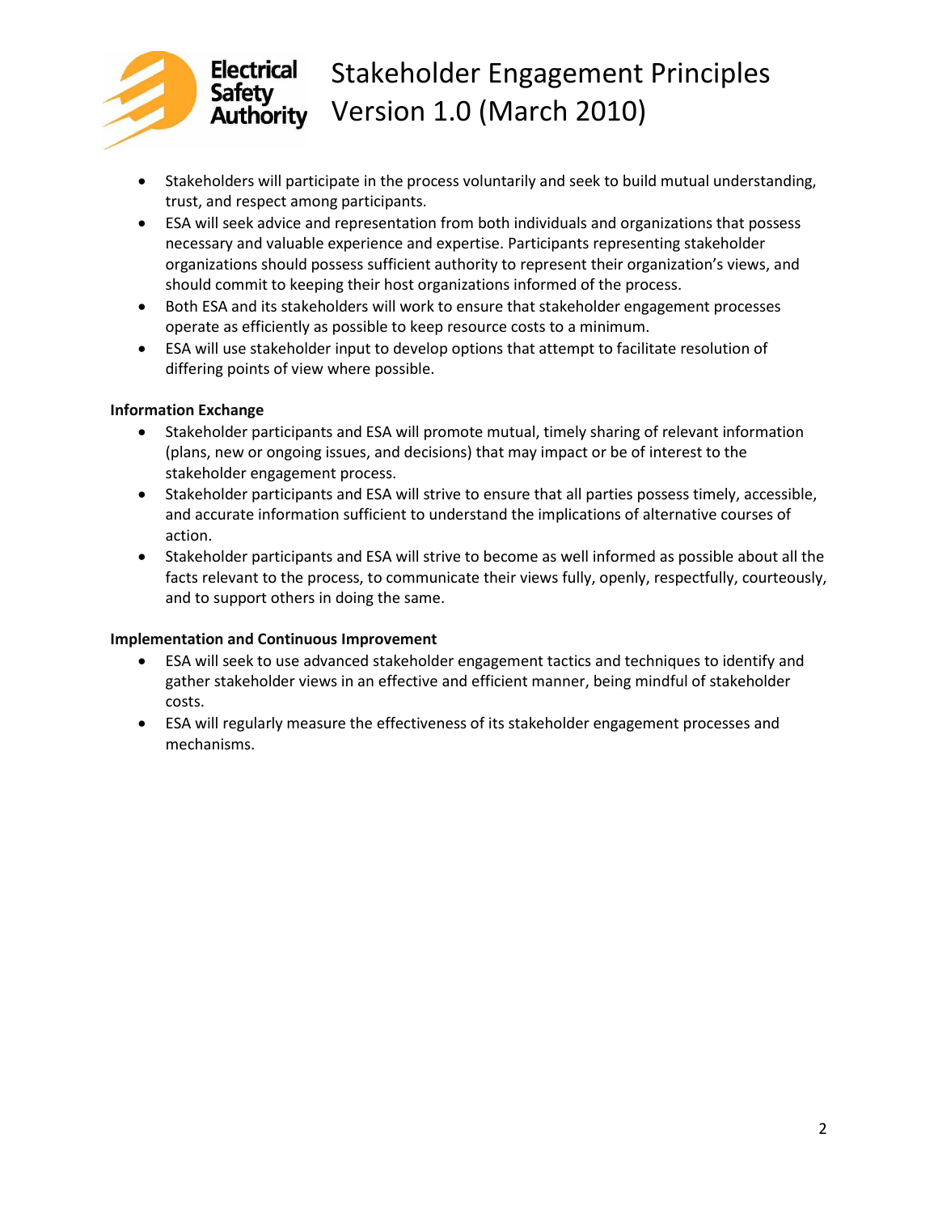- Stakeholders will participate in the process voluntarily and seek to build mutual understanding, trust, and respect among participants.
- ESA will seek advice and representation from both individuals and organizations that possess necessary and valuable experience and expertise. Participants representing stakeholder organizations should possess sufficient authority to represent their organization's views, and should commit to keeping their host organizations informed of the process.
- Both ESA and its stakeholders will work to ensure that stakeholder engagement processes operate as efficiently as possible to keep resource costs to a minimum.
- ESA will use stakeholder input to develop options that attempt to facilitate resolution of differing points of view where possible.

**Information Exchange**

- Stakeholder participants and ESA will promote mutual, timely sharing of relevant information (plans, new or ongoing issues, and decisions) that may impact or be of interest to the stakeholder engagement process.
- Stakeholder participants and ESA will strive to ensure that all parties possess timely, accessible, and accurate information sufficient to understand the implications of alternative courses of action.
- Stakeholder participants and ESA will strive to become as well informed as possible about all the facts relevant to the process, to communicate their views fully, openly, respectfully, courteously, and to support others in doing the same.

**Implementation and Continuous Improvement**

- ESA will seek to use advanced stakeholder engagement tactics and techniques to identify and gather stakeholder views in an effective and efficient manner, being mindful of stakeholder costs.
- ESA will regularly measure the effectiveness of its stakeholder engagement processes and mechanisms.